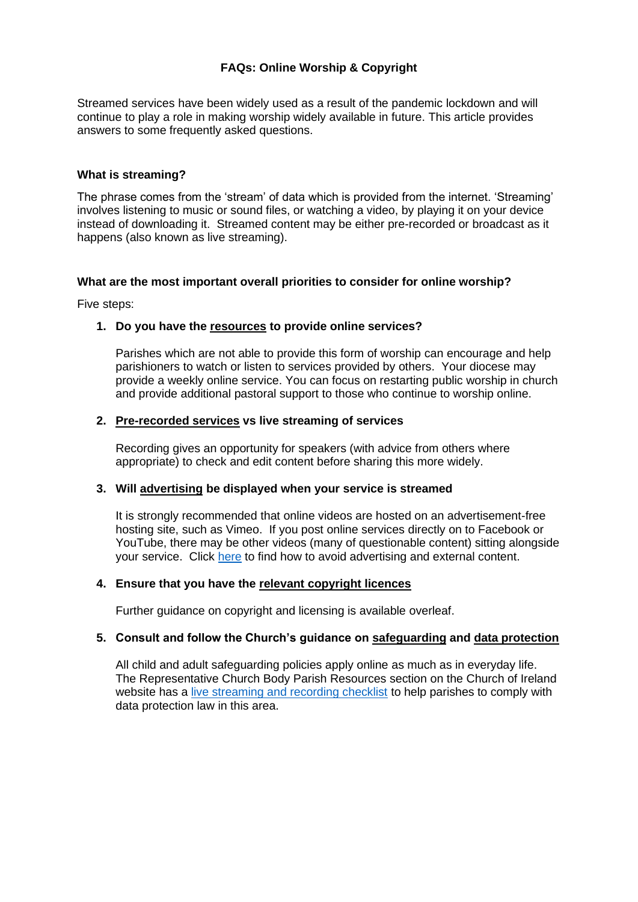# FAQs: Online Worship & Copyright

Streamed services have been widely used as a result of the pandemic lockdown and will continue to play a role in making worship widely available in future. This article provides answers to some frequently asked questions.

### What is streaming?

The phrase comes from the 'stream' of data which is provided from the internet. 'Streaming' involves listening to music or sound files, or watching a video, by playing it on your device instead of downloading it. Streamed content may be either pre-recorded or broadcast as it happens (also known as live streaming).

### What are the most important overall priorities to consider for online worship?

Five steps:

1. **Do you have the resources to provide online services?**

   Parishes which are not able to provide this form of worship can encourage and help parishioners to watch or listen to services provided by others. Your diocese may provide a weekly online service. You can focus on restarting public worship in church and provide additional pastoral support to those who continue to worship online.

2. **Pre-recorded services vs live streaming of services**

   Recording gives an opportunity for speakers (with advice from others where appropriate) to check and edit content before sharing this more widely.

3. **Will advertising be displayed when your service is streamed**

   It is strongly recommended that online videos are hosted on an advertisement-free hosting site, such as Vimeo. If you post online services directly on to Facebook or YouTube, there may be other videos (many of questionable content) sitting alongside your service. Click here to find how to avoid advertising and external content.

4. **Ensure that you have the relevant copyright licences**

   Further guidance on copyright and licensing is available overleaf.

5. **Consult and follow the Church's guidance on safeguarding and data protection**

   All child and adult safeguarding policies apply online as much as in everyday life. The Representative Church Body Parish Resources section on the Church of Ireland website has a live streaming and recording checklist to help parishes to comply with data protection law in this area.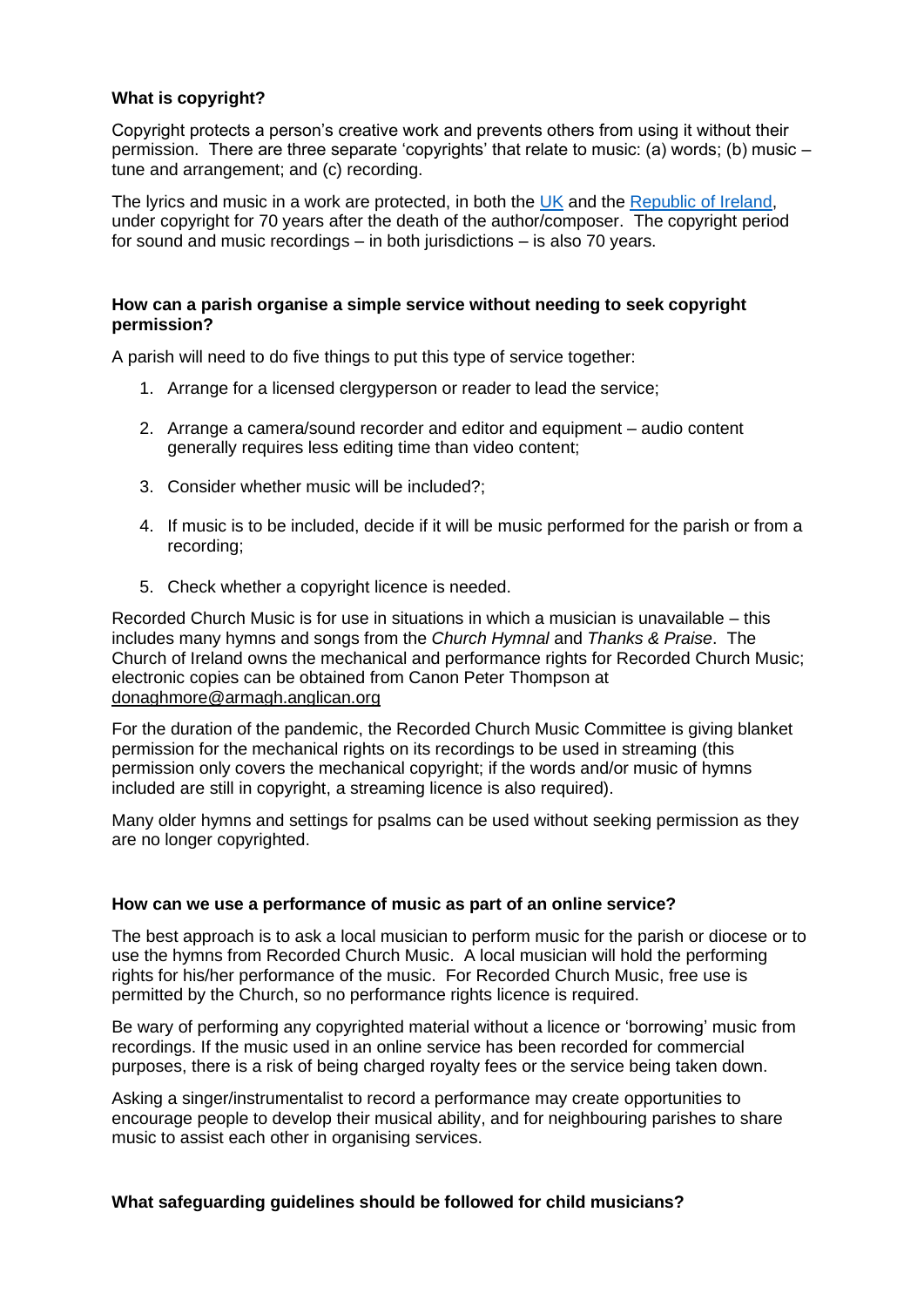**What is copyright?**

Copyright protects a person's creative work and prevents others from using it without their permission. There are three separate 'copyrights' that relate to music: (a) words; (b) music – tune and arrangement; and (c) recording.

The lyrics and music in a work are protected, in both the UK and the Republic of Ireland, under copyright for 70 years after the death of the author/composer. The copyright period for sound and music recordings – in both jurisdictions – is also 70 years.

**How can a parish organise a simple service without needing to seek copyright permission?**

A parish will need to do five things to put this type of service together:

1. Arrange for a licensed clergyperson or reader to lead the service;
2. Arrange a camera/sound recorder and editor and equipment – audio content generally requires less editing time than video content;
3. Consider whether music will be included?;
4. If music is to be included, decide if it will be music performed for the parish or from a recording;
5. Check whether a copyright licence is needed.

Recorded Church Music is for use in situations in which a musician is unavailable – this includes many hymns and songs from the *Church Hymnal* and *Thanks & Praise*. The Church of Ireland owns the mechanical and performance rights for Recorded Church Music; electronic copies can be obtained from Canon Peter Thompson at donaghmore@armagh.anglican.org

For the duration of the pandemic, the Recorded Church Music Committee is giving blanket permission for the mechanical rights on its recordings to be used in streaming (this permission only covers the mechanical copyright; if the words and/or music of hymns included are still in copyright, a streaming licence is also required).

Many older hymns and settings for psalms can be used without seeking permission as they are no longer copyrighted.

**How can we use a performance of music as part of an online service?**

The best approach is to ask a local musician to perform music for the parish or diocese or to use the hymns from Recorded Church Music. A local musician will hold the performing rights for his/her performance of the music. For Recorded Church Music, free use is permitted by the Church, so no performance rights licence is required.

Be wary of performing any copyrighted material without a licence or 'borrowing' music from recordings. If the music used in an online service has been recorded for commercial purposes, there is a risk of being charged royalty fees or the service being taken down.

Asking a singer/instrumentalist to record a performance may create opportunities to encourage people to develop their musical ability, and for neighbouring parishes to share music to assist each other in organising services.

**What safeguarding guidelines should be followed for child musicians?**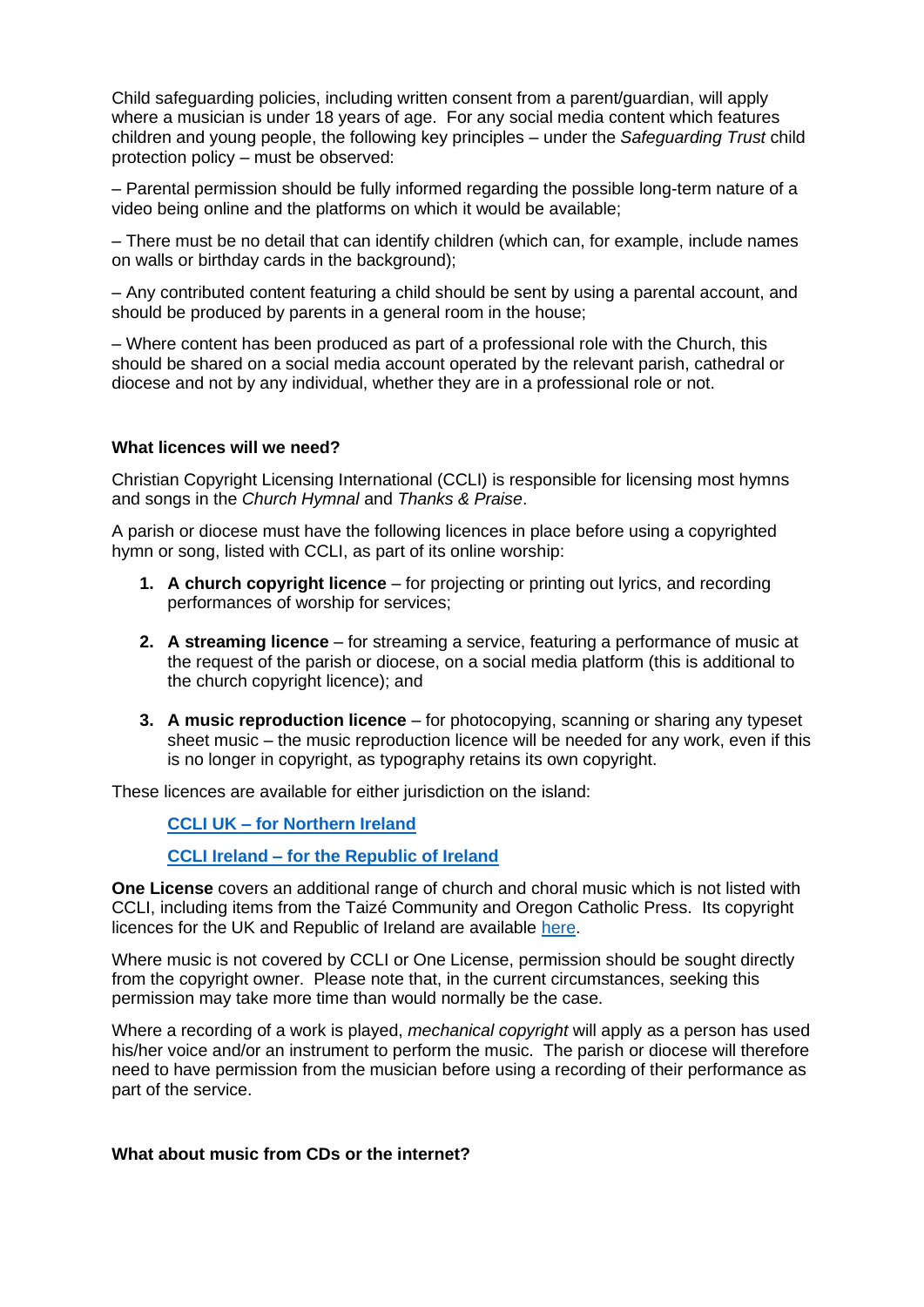Child safeguarding policies, including written consent from a parent/guardian, will apply where a musician is under 18 years of age. For any social media content which features children and young people, the following key principles – under the *Safeguarding Trust* child protection policy – must be observed:

– Parental permission should be fully informed regarding the possible long-term nature of a video being online and the platforms on which it would be available;

– There must be no detail that can identify children (which can, for example, include names on walls or birthday cards in the background);

– Any contributed content featuring a child should be sent by using a parental account, and should be produced by parents in a general room in the house;

– Where content has been produced as part of a professional role with the Church, this should be shared on a social media account operated by the relevant parish, cathedral or diocese and not by any individual, whether they are in a professional role or not.

**What licences will we need?**

Christian Copyright Licensing International (CCLI) is responsible for licensing most hymns and songs in the *Church Hymnal* and *Thanks & Praise*.

A parish or diocese must have the following licences in place before using a copyrighted hymn or song, listed with CCLI, as part of its online worship:

1. **A church copyright licence** – for projecting or printing out lyrics, and recording performances of worship for services;
2. **A streaming licence** – for streaming a service, featuring a performance of music at the request of the parish or diocese, on a social media platform (this is additional to the church copyright licence); and
3. **A music reproduction licence** – for photocopying, scanning or sharing any typeset sheet music – the music reproduction licence will be needed for any work, even if this is no longer in copyright, as typography retains its own copyright.

These licences are available for either jurisdiction on the island:

**CCLI UK – for Northern Ireland**

**CCLI Ireland – for the Republic of Ireland**

**One License** covers an additional range of church and choral music which is not listed with CCLI, including items from the Taizé Community and Oregon Catholic Press. Its copyright licences for the UK and Republic of Ireland are available here.

Where music is not covered by CCLI or One License, permission should be sought directly from the copyright owner. Please note that, in the current circumstances, seeking this permission may take more time than would normally be the case.

Where a recording of a work is played, *mechanical copyright* will apply as a person has used his/her voice and/or an instrument to perform the music. The parish or diocese will therefore need to have permission from the musician before using a recording of their performance as part of the service.

**What about music from CDs or the internet?**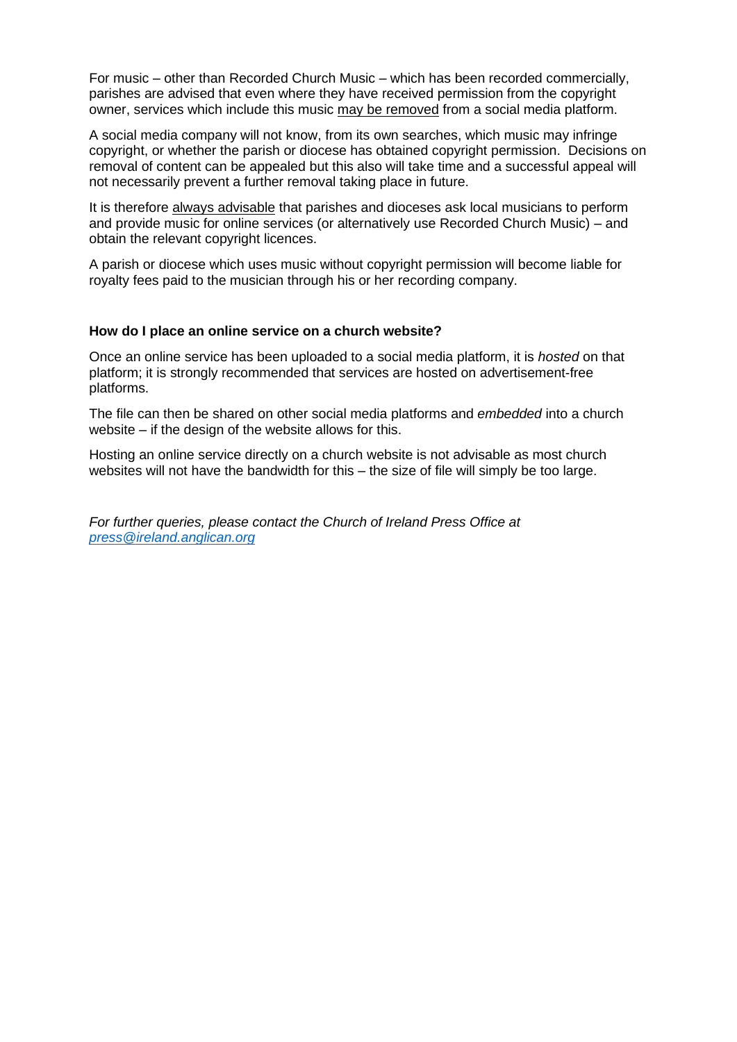For music – other than Recorded Church Music – which has been recorded commercially, parishes are advised that even where they have received permission from the copyright owner, services which include this music <u>may be removed</u> from a social media platform.

A social media company will not know, from its own searches, which music may infringe copyright, or whether the parish or diocese has obtained copyright permission. Decisions on removal of content can be appealed but this also will take time and a successful appeal will not necessarily prevent a further removal taking place in future.

It is therefore <u>always advisable</u> that parishes and dioceses ask local musicians to perform and provide music for online services (or alternatively use Recorded Church Music) – and obtain the relevant copyright licences.

A parish or diocese which uses music without copyright permission will become liable for royalty fees paid to the musician through his or her recording company.

**How do I place an online service on a church website?**

Once an online service has been uploaded to a social media platform, it is *hosted* on that platform; it is strongly recommended that services are hosted on advertisement-free platforms.

The file can then be shared on other social media platforms and *embedded* into a church website – if the design of the website allows for this.

Hosting an online service directly on a church website is not advisable as most church websites will not have the bandwidth for this – the size of file will simply be too large.

*For further queries, please contact the Church of Ireland Press Office at [press@ireland.anglican.org](mailto:press@ireland.anglican.org)*